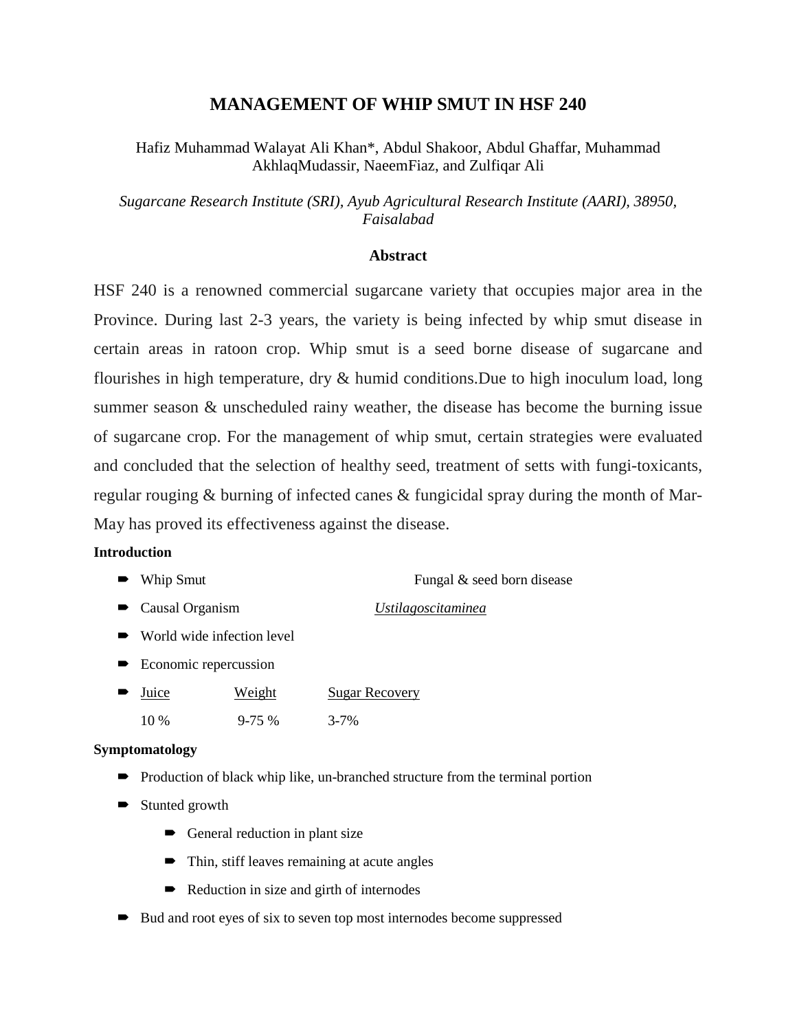# MANAGEMENT OF WHIP SMUT IN HSF 240

Hafiz Muhammad Walayat Ali Khan*, Abdul Shakoor, Abdul Ghaffar, Muhammad AkhlaqMudassir, NaeemFiaz, and Zulfiqar Ali

*Sugarcane Research Institute (SRI), Ayub Agricultural Research Institute (AARI), 38950, Faisalabad*

## Abstract

HSF 240 is a renowned commercial sugarcane variety that occupies major area in the Province. During last 2-3 years, the variety is being infected by whip smut disease in certain areas in ratoon crop. Whip smut is a seed borne disease of sugarcane and flourishes in high temperature, dry & humid conditions.Due to high inoculum load, long summer season & unscheduled rainy weather, the disease has become the burning issue of sugarcane crop. For the management of whip smut, certain strategies were evaluated and concluded that the selection of healthy seed, treatment of setts with fungi-toxicants, regular rouging & burning of infected canes & fungicidal spray during the month of Mar-May has proved its effectiveness against the disease.

### Introduction

- Whip Smut — Fungal & seed born disease
- Causal Organism — *Ustilagoscitaminea*
- World wide infection level
- Economic repercussion
- <u>Juice</u> 10 % — <u>Weight</u> 9-75 % — <u>Sugar Recovery</u> 3-7%

### Symptomatology

- Production of black whip like, un-branched structure from the terminal portion
- Stunted growth
  - General reduction in plant size
  - Thin, stiff leaves remaining at acute angles
  - Reduction in size and girth of internodes
- Bud and root eyes of six to seven top most internodes become suppressed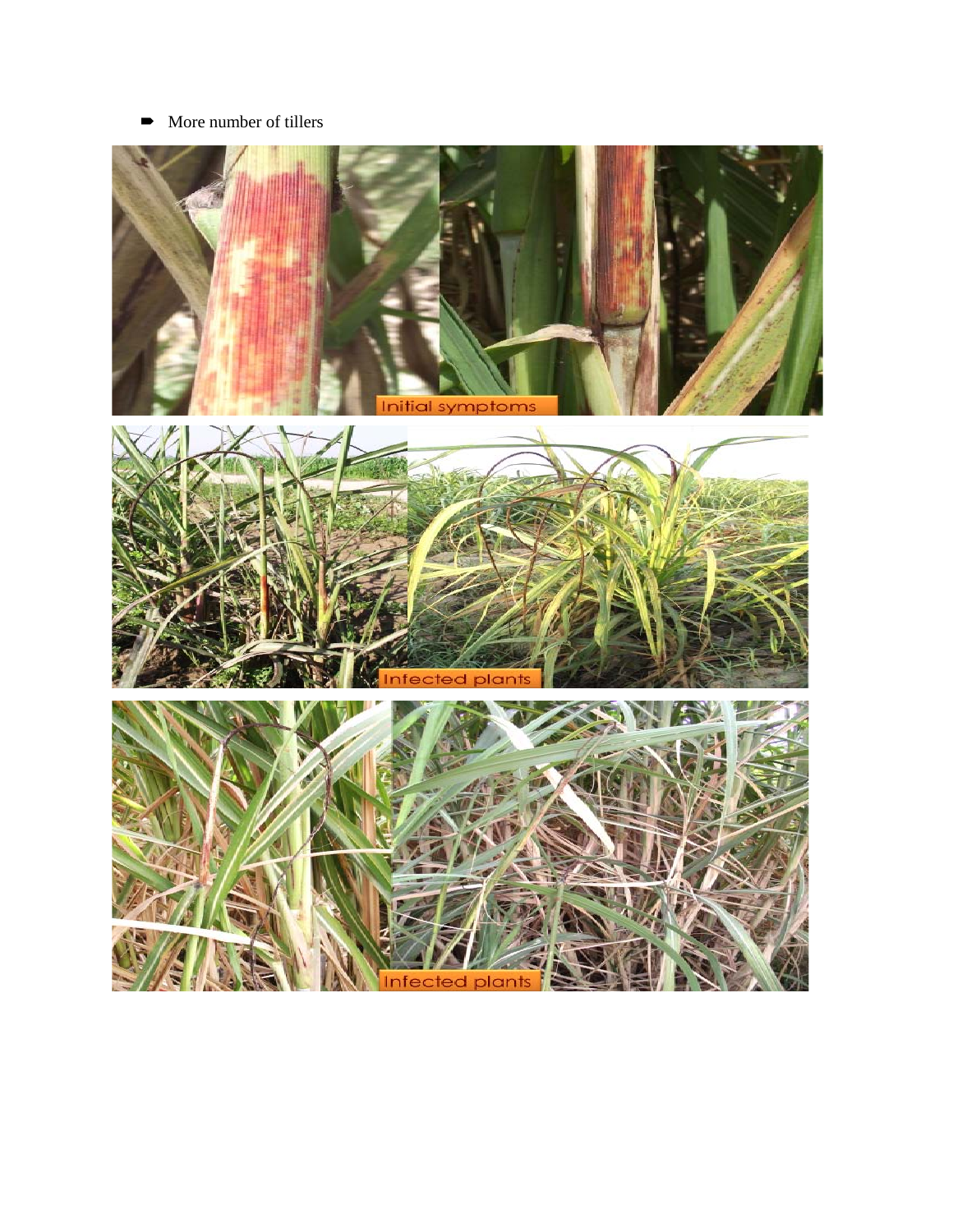- More number of tillers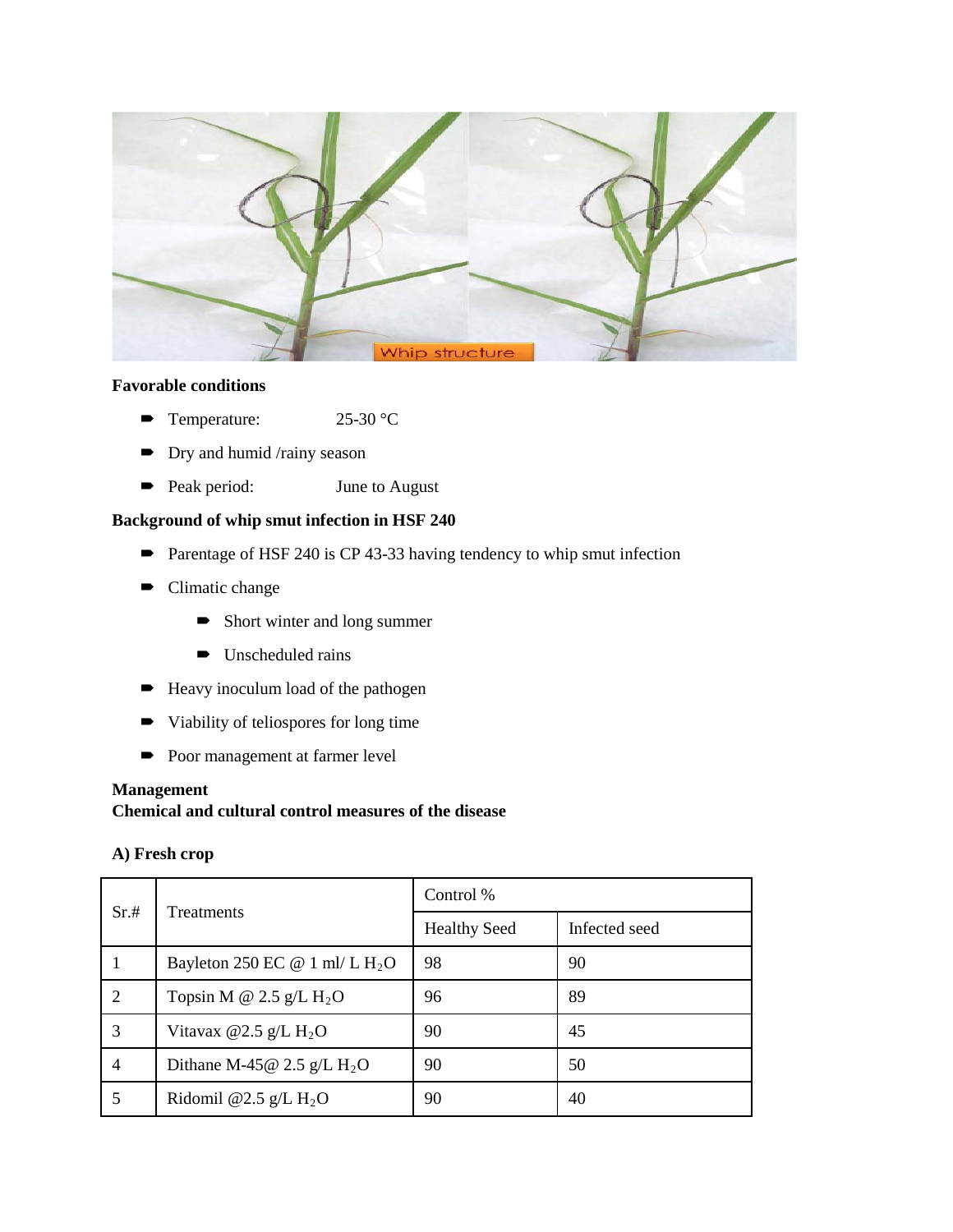Whip structure

**Favorable conditions**

- Temperature: 25-30 °C
- Dry and humid /rainy season
- Peak period: June to August

**Background of whip smut infection in HSF 240**

- Parentage of HSF 240 is CP 43-33 having tendency to whip smut infection
- Climatic change
  - Short winter and long summer
  - Unscheduled rains
- Heavy inoculum load of the pathogen
- Viability of teliospores for long time
- Poor management at farmer level

**Management**
**Chemical and cultural control measures of the disease**

**A) Fresh crop**

| Sr.# | Treatments | Control % | |
|---|---|---|---|
| | | Healthy Seed | Infected seed |
| 1 | Bayleton 250 EC @ 1 ml/ L $H_2O$ | 98 | 90 |
| 2 | Topsin M @ 2.5 g/L $H_2O$ | 96 | 89 |
| 3 | Vitavax @2.5 g/L $H_2O$ | 90 | 45 |
| 4 | Dithane M-45@ 2.5 g/L $H_2O$ | 90 | 50 |
| 5 | Ridomil @2.5 g/L $H_2O$ | 90 | 40 |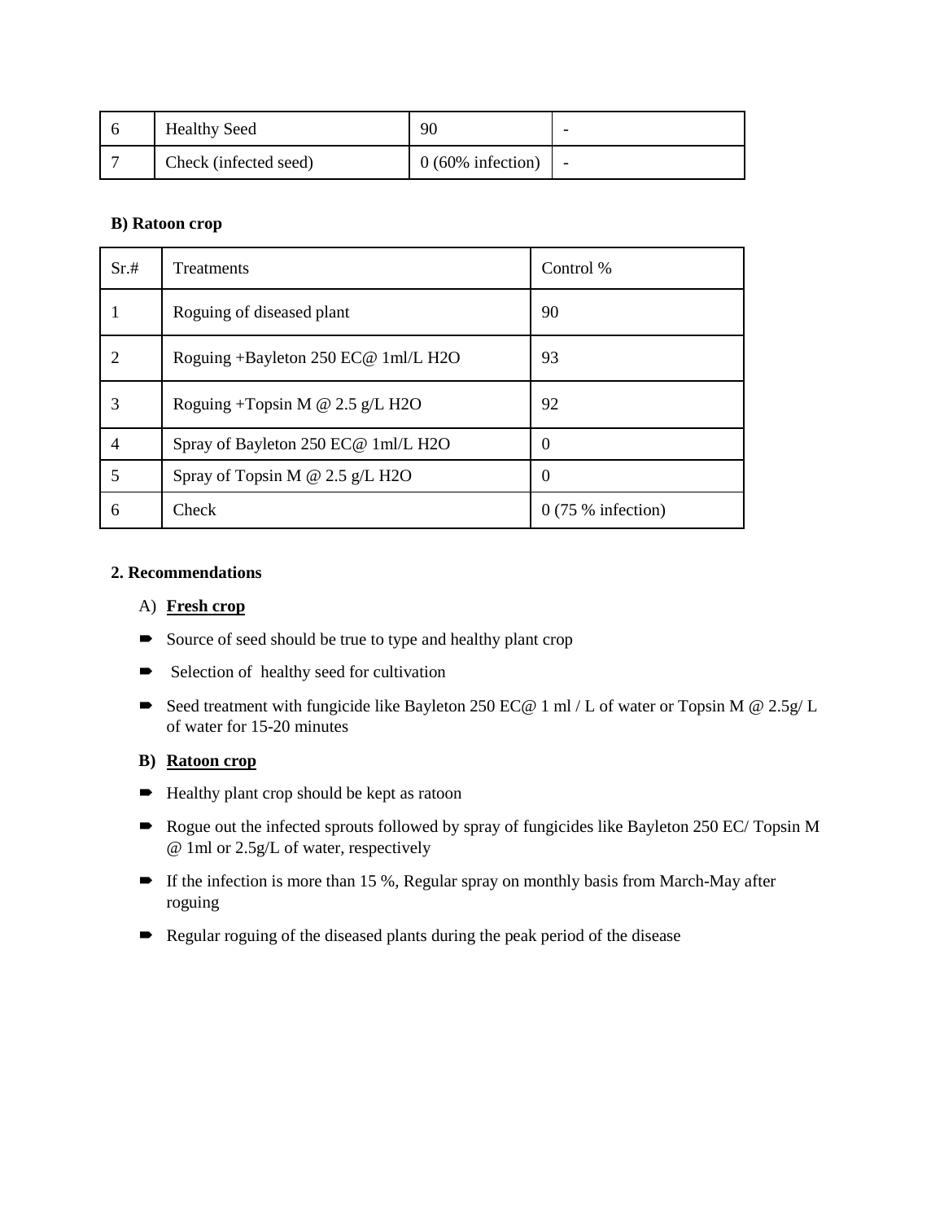| 6 | Healthy Seed | 90 | - |
|---|---|---|---|
| 7 | Check (infected seed) | 0 (60% infection) | - |

**B) Ratoon crop**

| Sr.# | Treatments | Control % |
|---|---|---|
| 1 | Roguing of diseased plant | 90 |
| 2 | Roguing +Bayleton 250 EC@ 1ml/L $H_2O$ | 93 |
| 3 | Roguing +Topsin M @ 2.5 g/L $H_2O$ | 92 |
| 4 | Spray of Bayleton 250 EC@ 1ml/L $H_2O$ | 0 |
| 5 | Spray of Topsin M @ 2.5 g/L $H_2O$ | 0 |
| 6 | Check | 0 (75 % infection) |

**2. Recommendations**

A) **Fresh crop**

- Source of seed should be true to type and healthy plant crop
- Selection of healthy seed for cultivation
- Seed treatment with fungicide like Bayleton 250 EC@ 1 ml / L of water or Topsin M @ 2.5g/ L of water for 15-20 minutes

**B) Ratoon crop**

- Healthy plant crop should be kept as ratoon
- Rogue out the infected sprouts followed by spray of fungicides like Bayleton 250 EC/ Topsin M @ 1ml or 2.5g/L of water, respectively
- If the infection is more than 15 %, Regular spray on monthly basis from March-May after roguing
- Regular roguing of the diseased plants during the peak period of the disease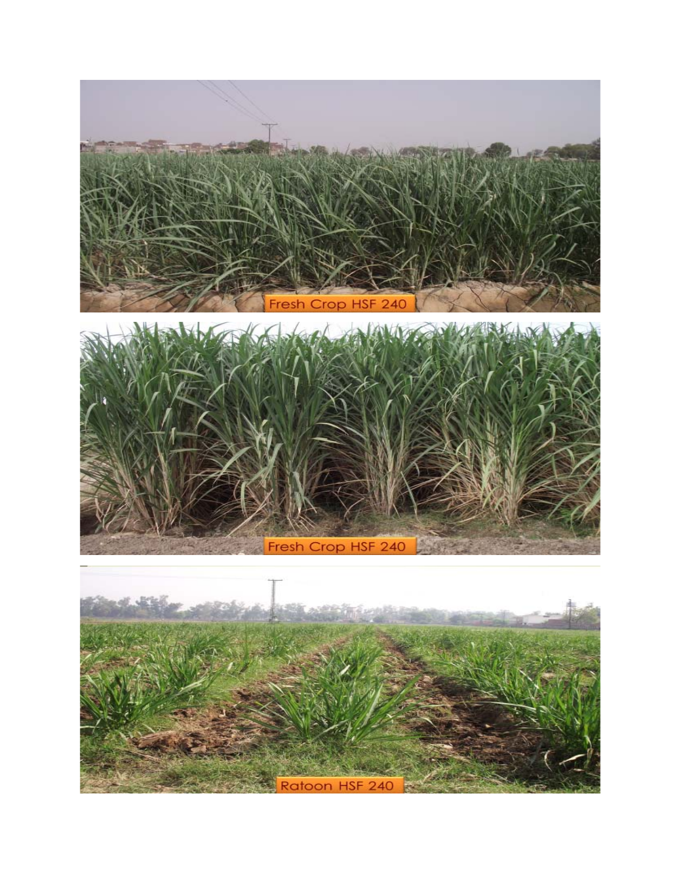Fresh Crop HSF 240

Fresh Crop HSF 240

Ratoon HSF 240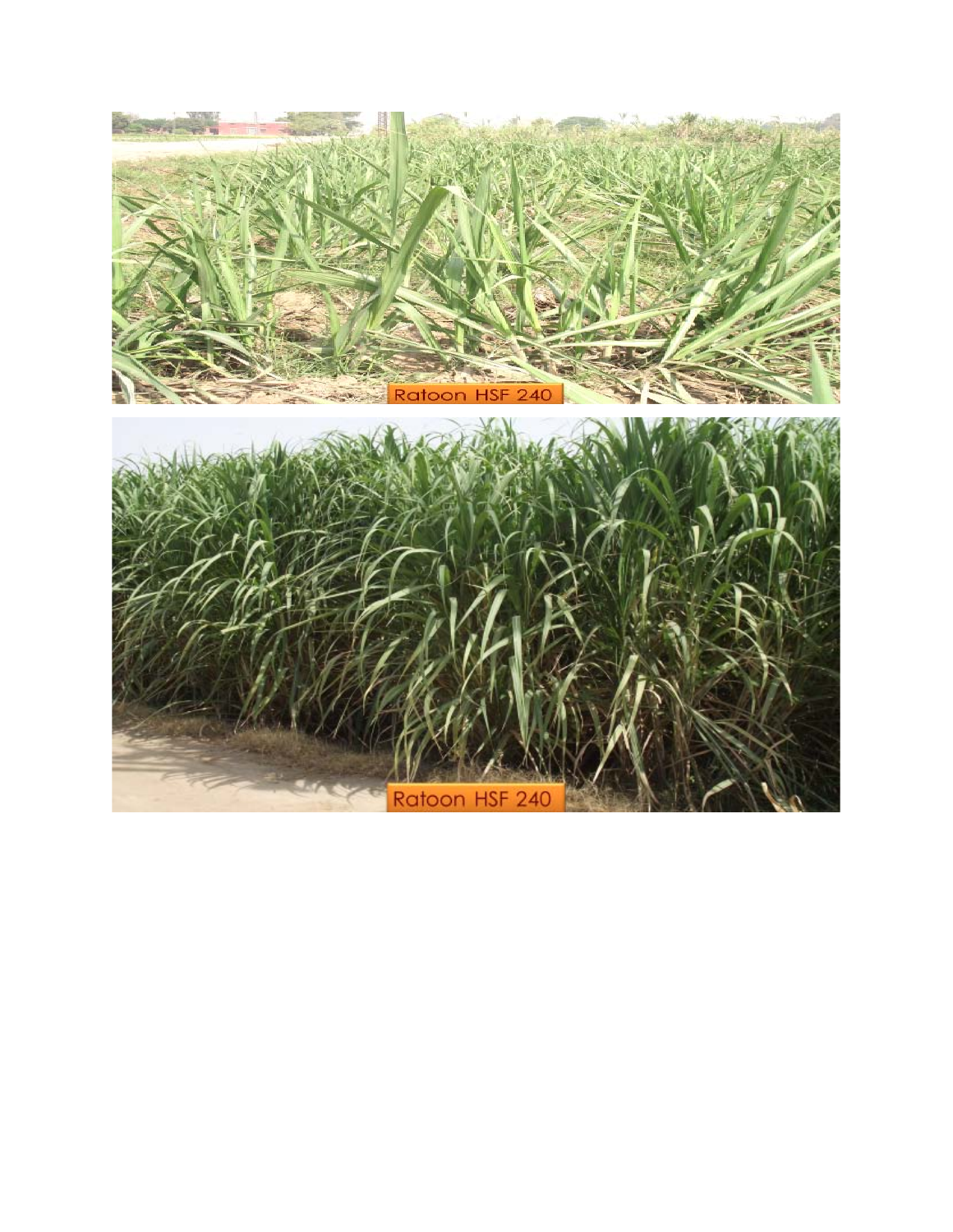Ratoon HSF 240

Ratoon HSF 240